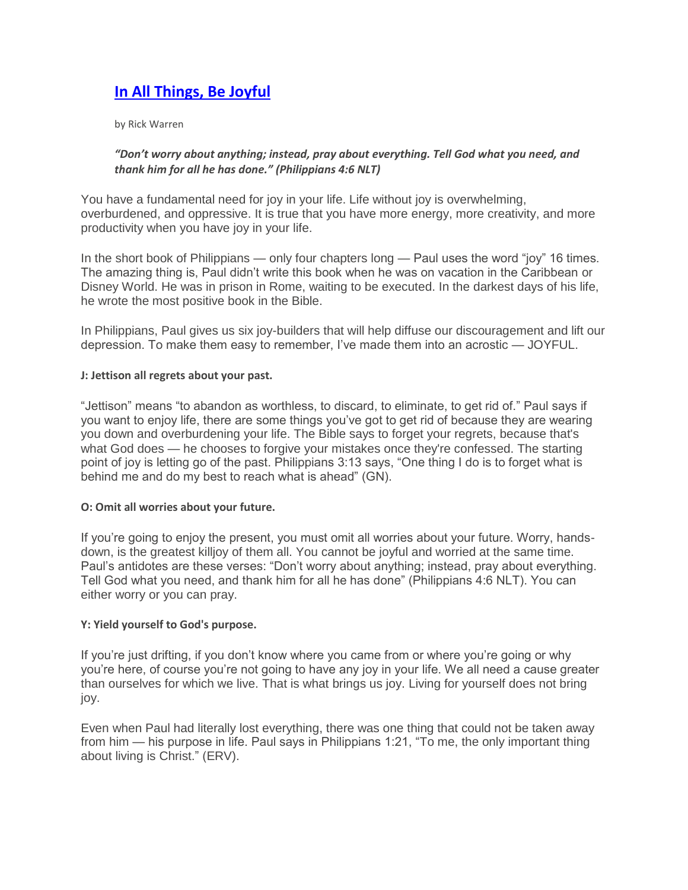# [In All Things, Be Joyful]

by Rick Warren

***"Don't worry about anything; instead, pray about everything. Tell God what you need, and thank him for all he has done." (Philippians 4:6 NLT)***

You have a fundamental need for joy in your life. Life without joy is overwhelming, overburdened, and oppressive. It is true that you have more energy, more creativity, and more productivity when you have joy in your life.

In the short book of Philippians — only four chapters long — Paul uses the word "joy" 16 times. The amazing thing is, Paul didn't write this book when he was on vacation in the Caribbean or Disney World. He was in prison in Rome, waiting to be executed. In the darkest days of his life, he wrote the most positive book in the Bible.

In Philippians, Paul gives us six joy-builders that will help diffuse our discouragement and lift our depression. To make them easy to remember, I've made them into an acrostic — JOYFUL.

**J: Jettison all regrets about your past.**

"Jettison" means "to abandon as worthless, to discard, to eliminate, to get rid of." Paul says if you want to enjoy life, there are some things you've got to get rid of because they are wearing you down and overburdening your life. The Bible says to forget your regrets, because that's what God does — he chooses to forgive your mistakes once they're confessed. The starting point of joy is letting go of the past. Philippians 3:13 says, "One thing I do is to forget what is behind me and do my best to reach what is ahead" (GN).

**O: Omit all worries about your future.**

If you're going to enjoy the present, you must omit all worries about your future. Worry, hands-down, is the greatest killjoy of them all. You cannot be joyful and worried at the same time. Paul's antidotes are these verses: "Don't worry about anything; instead, pray about everything. Tell God what you need, and thank him for all he has done" (Philippians 4:6 NLT). You can either worry or you can pray.

**Y: Yield yourself to God's purpose.**

If you're just drifting, if you don't know where you came from or where you're going or why you're here, of course you're not going to have any joy in your life. We all need a cause greater than ourselves for which we live. That is what brings us joy. Living for yourself does not bring joy.

Even when Paul had literally lost everything, there was one thing that could not be taken away from him — his purpose in life. Paul says in Philippians 1:21, "To me, the only important thing about living is Christ." (ERV).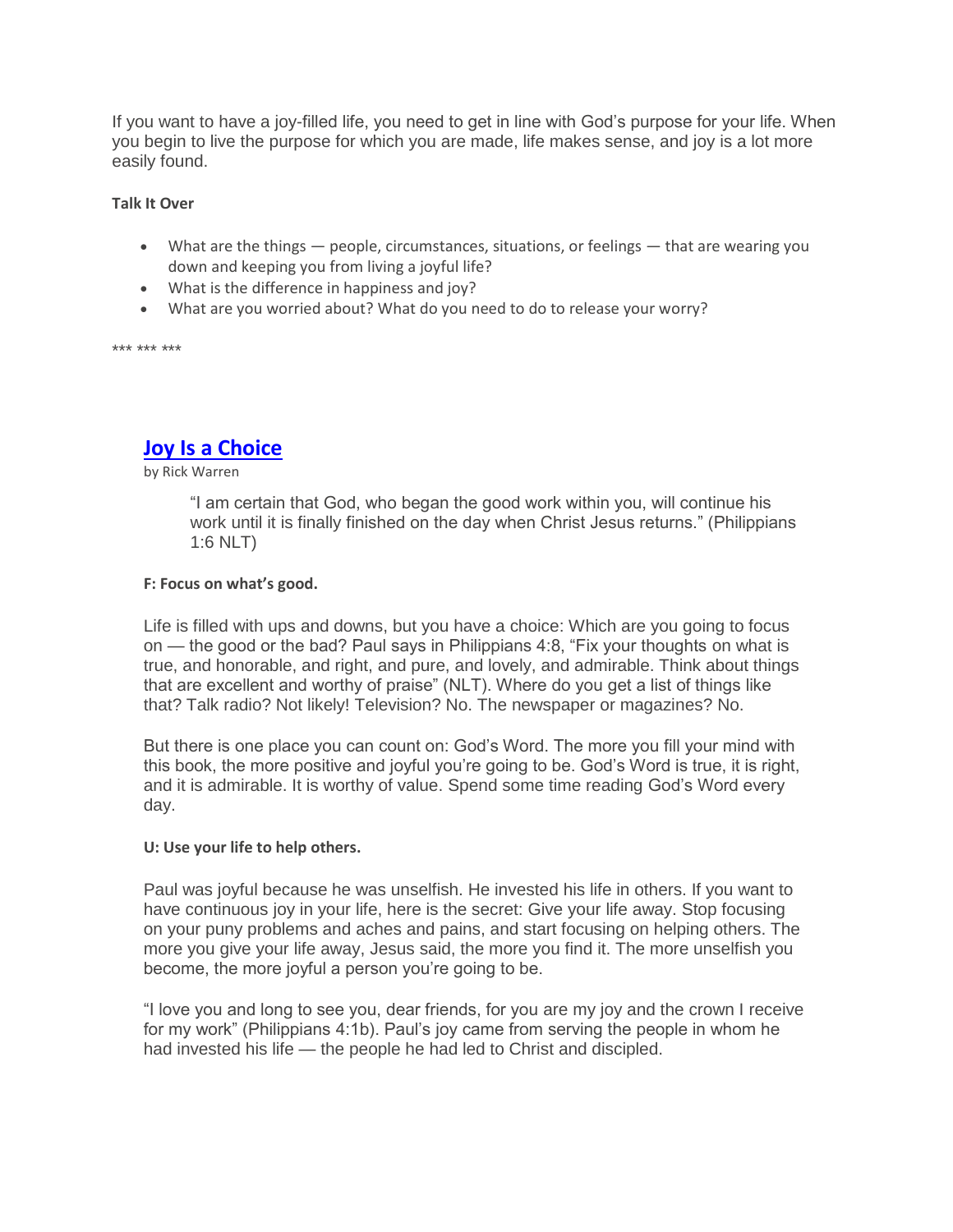If you want to have a joy-filled life, you need to get in line with God's purpose for your life. When you begin to live the purpose for which you are made, life makes sense, and joy is a lot more easily found.

**Talk It Over**

- What are the things — people, circumstances, situations, or feelings — that are wearing you down and keeping you from living a joyful life?
- What is the difference in happiness and joy?
- What are you worried about? What do you need to do to release your worry?

*** *** ***

## Joy Is a Choice

by Rick Warren

> "I am certain that God, who began the good work within you, will continue his work until it is finally finished on the day when Christ Jesus returns." (Philippians 1:6 NLT)

**F: Focus on what's good.**

Life is filled with ups and downs, but you have a choice: Which are you going to focus on — the good or the bad? Paul says in Philippians 4:8, "Fix your thoughts on what is true, and honorable, and right, and pure, and lovely, and admirable. Think about things that are excellent and worthy of praise" (NLT). Where do you get a list of things like that? Talk radio? Not likely! Television? No. The newspaper or magazines? No.

But there is one place you can count on: God's Word. The more you fill your mind with this book, the more positive and joyful you're going to be. God's Word is true, it is right, and it is admirable. It is worthy of value. Spend some time reading God's Word every day.

**U: Use your life to help others.**

Paul was joyful because he was unselfish. He invested his life in others. If you want to have continuous joy in your life, here is the secret: Give your life away. Stop focusing on your puny problems and aches and pains, and start focusing on helping others. The more you give your life away, Jesus said, the more you find it. The more unselfish you become, the more joyful a person you're going to be.

"I love you and long to see you, dear friends, for you are my joy and the crown I receive for my work" (Philippians 4:1b). Paul's joy came from serving the people in whom he had invested his life — the people he had led to Christ and discipled.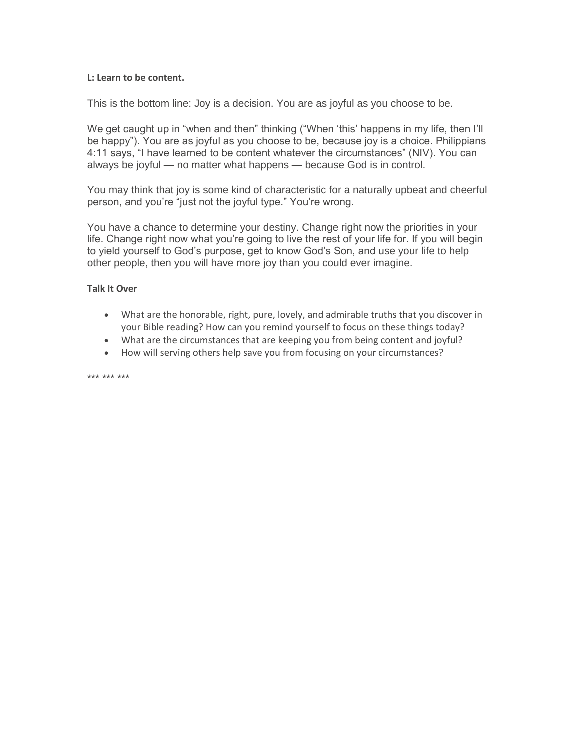**L: Learn to be content.**

This is the bottom line: Joy is a decision. You are as joyful as you choose to be.

We get caught up in "when and then" thinking ("When 'this' happens in my life, then I'll be happy"). You are as joyful as you choose to be, because joy is a choice. Philippians 4:11 says, "I have learned to be content whatever the circumstances" (NIV). You can always be joyful — no matter what happens — because God is in control.

You may think that joy is some kind of characteristic for a naturally upbeat and cheerful person, and you're "just not the joyful type." You're wrong.

You have a chance to determine your destiny. Change right now the priorities in your life. Change right now what you're going to live the rest of your life for. If you will begin to yield yourself to God's purpose, get to know God's Son, and use your life to help other people, then you will have more joy than you could ever imagine.

**Talk It Over**

- What are the honorable, right, pure, lovely, and admirable truths that you discover in your Bible reading? How can you remind yourself to focus on these things today?
- What are the circumstances that are keeping you from being content and joyful?
- How will serving others help save you from focusing on your circumstances?

*** *** ***